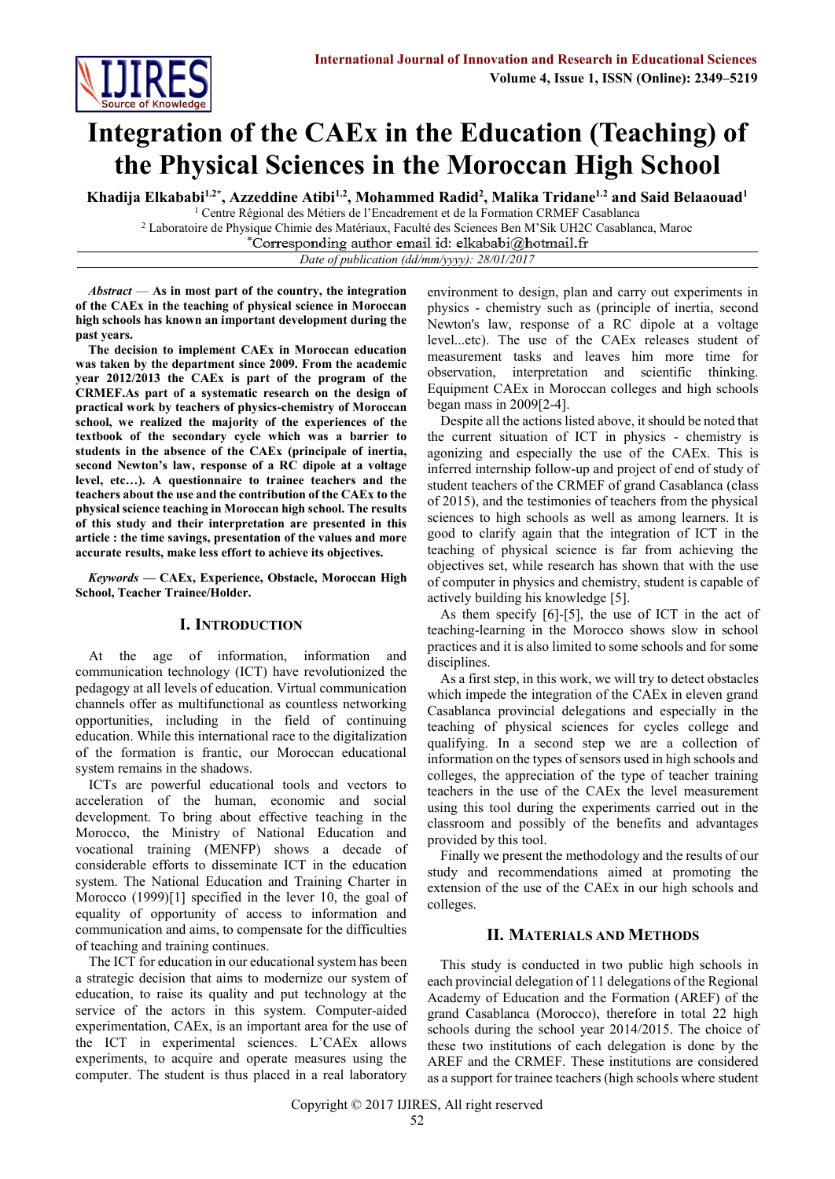# Integration of the CAEx in the Education (Teaching) of the Physical Sciences in the Moroccan High School

**Khadija Elkababi[1,2*], Azzeddine Atibi[1,2], Mohammed Radid[2], Malika Tridane[1,2] and Said Belaaouad[1]**

[1] Centre Régional des Métiers de l'Encadrement et de la Formation CRMEF Casablanca

[2] Laboratoire de Physique Chimie des Matériaux, Faculté des Sciences Ben M'Sik UH2C Casablanca, Maroc

*Corresponding author email id: elkababi@hotmail.fr

*Date of publication (dd/mm/yyyy): 28/01/2017*

***Abstract*** **— As in most part of the country, the integration of the CAEx in the teaching of physical science in Moroccan high schools has known an important development during the past years.**

**The decision to implement CAEx in Moroccan education was taken by the department since 2009. From the academic year 2012/2013 the CAEx is part of the program of the CRMEF.As part of a systematic research on the design of practical work by teachers of physics-chemistry of Moroccan school, we realized the majority of the experiences of the textbook of the secondary cycle which was a barrier to students in the absence of the CAEx (principale of inertia, second Newton's law, response of a RC dipole at a voltage level, etc…). A questionnaire to trainee teachers and the teachers about the use and the contribution of the CAEx to the physical science teaching in Moroccan high school. The results of this study and their interpretation are presented in this article : the time savings, presentation of the values and more accurate results, make less effort to achieve its objectives.**

***Keywords*** **— CAEx, Experience, Obstacle, Moroccan High School, Teacher Trainee/Holder.**

## I. Introduction

At the age of information, information and communication technology (ICT) have revolutionized the pedagogy at all levels of education. Virtual communication channels offer as multifunctional as countless networking opportunities, including in the field of continuing education. While this international race to the digitalization of the formation is frantic, our Moroccan educational system remains in the shadows.

ICTs are powerful educational tools and vectors to acceleration of the human, economic and social development. To bring about effective teaching in the Morocco, the Ministry of National Education and vocational training (MENFP) shows a decade of considerable efforts to disseminate ICT in the education system. The National Education and Training Charter in Morocco (1999)[1] specified in the lever 10, the goal of equality of opportunity of access to information and communication and aims, to compensate for the difficulties of teaching and training continues.

The ICT for education in our educational system has been a strategic decision that aims to modernize our system of education, to raise its quality and put technology at the service of the actors in this system. Computer-aided experimentation, CAEx, is an important area for the use of the ICT in experimental sciences. L'CAEx allows experiments, to acquire and operate measures using the computer. The student is thus placed in a real laboratory environment to design, plan and carry out experiments in physics - chemistry such as (principle of inertia, second Newton's law, response of a RC dipole at a voltage level...etc). The use of the CAEx releases student of measurement tasks and leaves him more time for observation, interpretation and scientific thinking. Equipment CAEx in Moroccan colleges and high schools began mass in 2009[2-4].

Despite all the actions listed above, it should be noted that the current situation of ICT in physics - chemistry is agonizing and especially the use of the CAEx. This is inferred internship follow-up and project of end of study of student teachers of the CRMEF of grand Casablanca (class of 2015), and the testimonies of teachers from the physical sciences to high schools as well as among learners. It is good to clarify again that the integration of ICT in the teaching of physical science is far from achieving the objectives set, while research has shown that with the use of computer in physics and chemistry, student is capable of actively building his knowledge [5].

As them specify [6]-[5], the use of ICT in the act of teaching-learning in the Morocco shows slow in school practices and it is also limited to some schools and for some disciplines.

As a first step, in this work, we will try to detect obstacles which impede the integration of the CAEx in eleven grand Casablanca provincial delegations and especially in the teaching of physical sciences for cycles college and qualifying. In a second step we are a collection of information on the types of sensors used in high schools and colleges, the appreciation of the type of teacher training teachers in the use of the CAEx the level measurement using this tool during the experiments carried out in the classroom and possibly of the benefits and advantages provided by this tool.

Finally we present the methodology and the results of our study and recommendations aimed at promoting the extension of the use of the CAEx in our high schools and colleges.

## II. Materials and Methods

This study is conducted in two public high schools in each provincial delegation of 11 delegations of the Regional Academy of Education and the Formation (AREF) of the grand Casablanca (Morocco), therefore in total 22 high schools during the school year 2014/2015. The choice of these two institutions of each delegation is done by the AREF and the CRMEF. These institutions are considered as a support for trainee teachers (high schools where student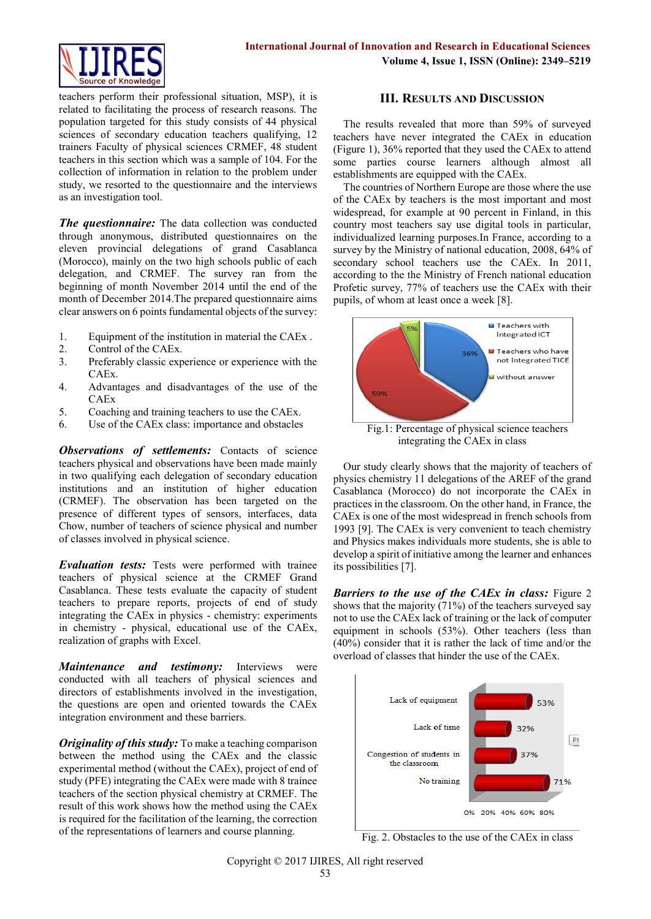teachers perform their professional situation, MSP), it is related to facilitating the process of research reasons. The population targeted for this study consists of 44 physical sciences of secondary education teachers qualifying, 12 trainers Faculty of physical sciences CRMEF, 48 student teachers in this section which was a sample of 104. For the collection of information in relation to the problem under study, we resorted to the questionnaire and the interviews as an investigation tool.

***The questionnaire:*** The data collection was conducted through anonymous, distributed questionnaires on the eleven provincial delegations of grand Casablanca (Morocco), mainly on the two high schools public of each delegation, and CRMEF. The survey ran from the beginning of month November 2014 until the end of the month of December 2014.The prepared questionnaire aims clear answers on 6 points fundamental objects of the survey:

1. Equipment of the institution in material the CAEx .
2. Control of the CAEx.
3. Preferably classic experience or experience with the CAEx.
4. Advantages and disadvantages of the use of the CAEx
5. Coaching and training teachers to use the CAEx.
6. Use of the CAEx class: importance and obstacles

***Observations of settlements:*** Contacts of science teachers physical and observations have been made mainly in two qualifying each delegation of secondary education institutions and an institution of higher education (CRMEF). The observation has been targeted on the presence of different types of sensors, interfaces, data Chow, number of teachers of science physical and number of classes involved in physical science.

***Evaluation tests:*** Tests were performed with trainee teachers of physical science at the CRMEF Grand Casablanca. These tests evaluate the capacity of student teachers to prepare reports, projects of end of study integrating the CAEx in physics - chemistry: experiments in chemistry - physical, educational use of the CAEx, realization of graphs with Excel.

***Maintenance and testimony:*** Interviews were conducted with all teachers of physical sciences and directors of establishments involved in the investigation, the questions are open and oriented towards the CAEx integration environment and these barriers.

***Originality of this study:*** To make a teaching comparison between the method using the CAEx and the classic experimental method (without the CAEx), project of end of study (PFE) integrating the CAEx were made with 8 trainee teachers of the section physical chemistry at CRMEF. The result of this work shows how the method using the CAEx is required for the facilitation of the learning, the correction of the representations of learners and course planning.

## III. Results and Discussion

The results revealed that more than 59% of surveyed teachers have never integrated the CAEx in education (Figure 1), 36% reported that they used the CAEx to attend some parties course learners although almost all establishments are equipped with the CAEx.

The countries of Northern Europe are those where the use of the CAEx by teachers is the most important and most widespread, for example at 90 percent in Finland, in this country most teachers say use digital tools in particular, individualized learning purposes.In France, according to a survey by the Ministry of national education, 2008, 64% of secondary school teachers use the CAEx. In 2011, according to the the Ministry of French national education Profetic survey, 77% of teachers use the CAEx with their pupils, of whom at least once a week [8].

| Category | Percentage |
|---|---|
| Teachers with integrated ICT | 36% |
| Teachers who have not integrated TICE | 59% |
| without answer | 5% |

Fig.1: Percentage of physical science teachers integrating the CAEx in class

Our study clearly shows that the majority of teachers of physics chemistry 11 delegations of the AREF of the grand Casablanca (Morocco) do not incorporate the CAEx in practices in the classroom. On the other hand, in France, the CAEx is one of the most widespread in french schools from 1993 [9]. The CAEx is very convenient to teach chemistry and Physics makes individuals more students, she is able to develop a spirit of initiative among the learner and enhances its possibilities [7].

***Barriers to the use of the CAEx in class:*** Figure 2 shows that the majority (71%) of the teachers surveyed say not to use the CAEx lack of training or the lack of computer equipment in schools (53%). Other teachers (less than (40%) consider that it is rather the lack of time and/or the overload of classes that hinder the use of the CAEx.

| Obstacle | Percentage |
|---|---|
| Lack of equipment | 53% |
| Lack of time | 32% |
| Congestion of students in the classroom | 37% |
| No training | 71% |

Fig. 2. Obstacles to the use of the CAEx in class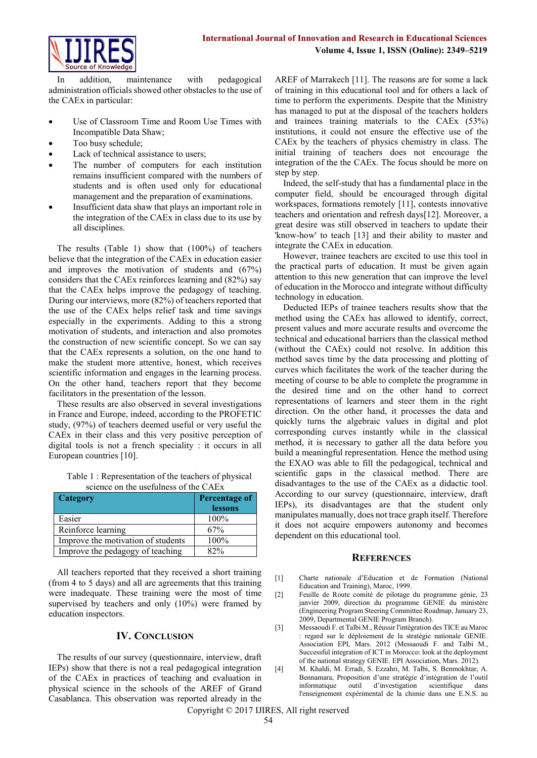In addition, maintenance with pedagogical administration officials showed other obstacles to the use of the CAEx in particular:

- Use of Classroom Time and Room Use Times with Incompatible Data Shaw;
- Too busy schedule;
- Lack of technical assistance to users;
- The number of computers for each institution remains insufficient compared with the numbers of students and is often used only for educational management and the preparation of examinations.
- Insufficient data shaw that plays an important role in the integration of the CAEx in class due to its use by all disciplines.

The results (Table 1) show that (100%) of teachers believe that the integration of the CAEx in education easier and improves the motivation of students and (67%) considers that the CAEx reinforces learning and (82%) say that the CAEx helps improve the pedagogy of teaching. During our interviews, more (82%) of teachers reported that the use of the CAEx helps relief task and time savings especially in the experiments. Adding to this a strong motivation of students, and interaction and also promotes the construction of new scientific concept. So we can say that the CAEx represents a solution, on the one hand to make the student more attentive, honest, which receives scientific information and engages in the learning process. On the other hand, teachers report that they become facilitators in the presentation of the lesson.

These results are also observed in several investigations in France and Europe, indeed, according to the PROFETIC study, (97%) of teachers deemed useful or very useful the CAEx in their class and this very positive perception of digital tools is not a french speciality : it occurs in all European countries [10].

Table 1 : Representation of the teachers of physical science on the usefulness of the CAEx

| Category | Percentage of lessons |
|---|---|
| Easier | 100% |
| Reinforce learning | 67% |
| Improve the motivation of students | 100% |
| Improve the pedagogy of teaching | 82% |

All teachers reported that they received a short training (from 4 to 5 days) and all are agreements that this training were inadequate. These training were the most of time supervised by teachers and only (10%) were framed by education inspectors.

## IV. Conclusion

The results of our survey (questionnaire, interview, draft IEPs) show that there is not a real pedagogical integration of the CAEx in practices of teaching and evaluation in physical science in the schools of the AREF of Grand Casablanca. This observation was reported already in the AREF of Marrakech [11]. The reasons are for some a lack of training in this educational tool and for others a lack of time to perform the experiments. Despite that the Ministry has managed to put at the disposal of the teachers holders and trainees training materials to the CAEx (53%) institutions, it could not ensure the effective use of the CAEx by the teachers of physics chemistry in class. The initial training of teachers does not encourage the integration of the the CAEx. The focus should be more on step by step.

Indeed, the self-study that has a fundamental place in the computer field, should be encouraged through digital workspaces, formations remotely [11], contests innovative teachers and orientation and refresh days[12]. Moreover, a great desire was still observed in teachers to update their 'know-how' to teach [13] and their ability to master and integrate the CAEx in education.

However, trainee teachers are excited to use this tool in the practical parts of education. It must be given again attention to this new generation that can improve the level of education in the Morocco and integrate without difficulty technology in education.

Deducted IEPs of trainee teachers results show that the method using the CAEx has allowed to identify, correct, present values and more accurate results and overcome the technical and educational barriers than the classical method (without the CAEx) could not resolve. In addition this method saves time by the data processing and plotting of curves which facilitates the work of the teacher during the meeting of course to be able to complete the programme in the desired time and on the other hand to correct representations of learners and steer them in the right direction. On the other hand, it processes the data and quickly turns the algebraic values in digital and plot corresponding curves instantly while in the classical method, it is necessary to gather all the data before you build a meaningful representation. Hence the method using the EXAO was able to fill the pedagogical, technical and scientific gaps in the classical method. There are disadvantages to the use of the CAEx as a didactic tool. According to our survey (questionnaire, interview, draft IEPs), its disadvantages are that the student only manipulates manually, does not trace graph itself. Therefore it does not acquire empowers autonomy and becomes dependent on this educational tool.

## References

[1] Charte nationale d'Education et de Formation (National Education and Training), Maroc, 1999.

[2] Feuille de Route comité de pilotage du programme génie, 23 janvier 2009, direction du programme GENIE du ministère (Engineering Program Steering Committee Roadmap, January 23, 2009, Departmental GENIE Program Branch).

[3] Messaoudi F. et Talbi M., Réussir l'intégration des TICE au Maroc : regard sur le déploiement de la stratégie nationale GENIE. Association EPI, Mars. 2012 (Messaoudi F. and Talbi M., Successful integration of ICT in Morocco: look at the deployment of the national strategy GENIE. EPI Association, Mars. 2012).

[4] M. Khaldi, M. Erradi, S. Ezzahri, M. Talbi, S. Benmokhtar, A. Bennamara, Proposition d'une stratégie d'intégration de l'outil informatique outil d'investigation scientifique dans l'enseignement expérimental de la chimie dans une E.N.S. au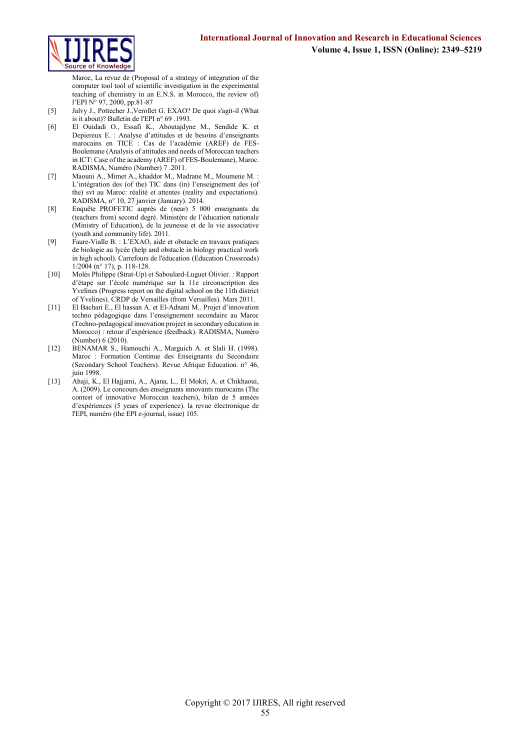Maroc, La revue de (Proposal of a strategy of integration of the computer tool tool of scientific investigation in the experimental teaching of chemistry in an E.N.S. in Morocco, the review of) l'EPI N° 97, 2000, pp.81-87

[5] Jalvy J., Pottecher J.,Verollet G. EXAO? De quoi s'agit-il (What is it about)? Bulletin de l'EPI n° 69 .1993.

[6] El Ouidadi O., Essafi K., Aboutajdyne M., Sendide K. et Depiereux E. : Analyse d'attitudes et de besoins d'enseignants marocains en TICE : Cas de l'académie (AREF) de FES-Boulemane (Analysis of attitudes and needs of Moroccan teachers in ICT: Case of the academy (AREF) of FES-Boulemane), Maroc. RADISMA, Numéro (Number) 7 .2011.

[7] Maouni A., Mimet A., khaddor M., Madrane M., Moumene M. : L'intégration des (of the) TIC dans (in) l'enseignement des (of the) svt au Maroc: réalité et attentes (reality and expectations). RADISMA, n° 10, 27 janvier (January). 2014.

[8] Enquête PROFETIC auprès de (near) 5 000 enseignants du (teachers from) second degré. Ministère de l'éducation nationale (Ministry of Education), de la jeunesse et de la vie associative (youth and community life). 2011.

[9] Faure-Vialle B. : L'EXAO, aide et obstacle en travaux pratiques de biologie au lycée (help and obstacle in biology practical work in high school). Carrefours de l'éducation (Education Crossroads) 1/2004 (n° 17), p. 118-128.

[10] Molès Philippe (Strat-Up) et Saboulard-Luguet Olivier. : Rapport d'étape sur l'école numérique sur la 11e circonscription des Yvelines (Progress report on the digital school on the 11th district of Yvelines). CRDP de Versailles (from Versailles). Mars 2011.

[11] El Bachari E., El hassan A. et El-Adnani M.. Projet d'innovation techno pédagogique dans l'enseignement secondaire au Maroc (Techno-pedagogical innovation project in secondary education in Morocco) : retour d'expérience (feedback). RADISMA, Numéro (Number) 6 (2010).

[12] BENAMAR S., Hamouchi A., Marguich A. et Slali H. (1998). Maroc : Formation Continue des Enseignants du Secondaire (Secondary School Teachers). Revue Afrique Education. n° 46, juin 1998.

[13] Ahaji, K., El Hajjami, A., Ajana, L., El Mokri, A. et Chikhaoui, A. (2009). Le concours des enseignants innovants marocains (The contest of innovative Moroccan teachers), bilan de 5 années d'expériences (5 years of experience). la revue électronique de l'EPI, numéro (the EPI e-journal, issue) 105.